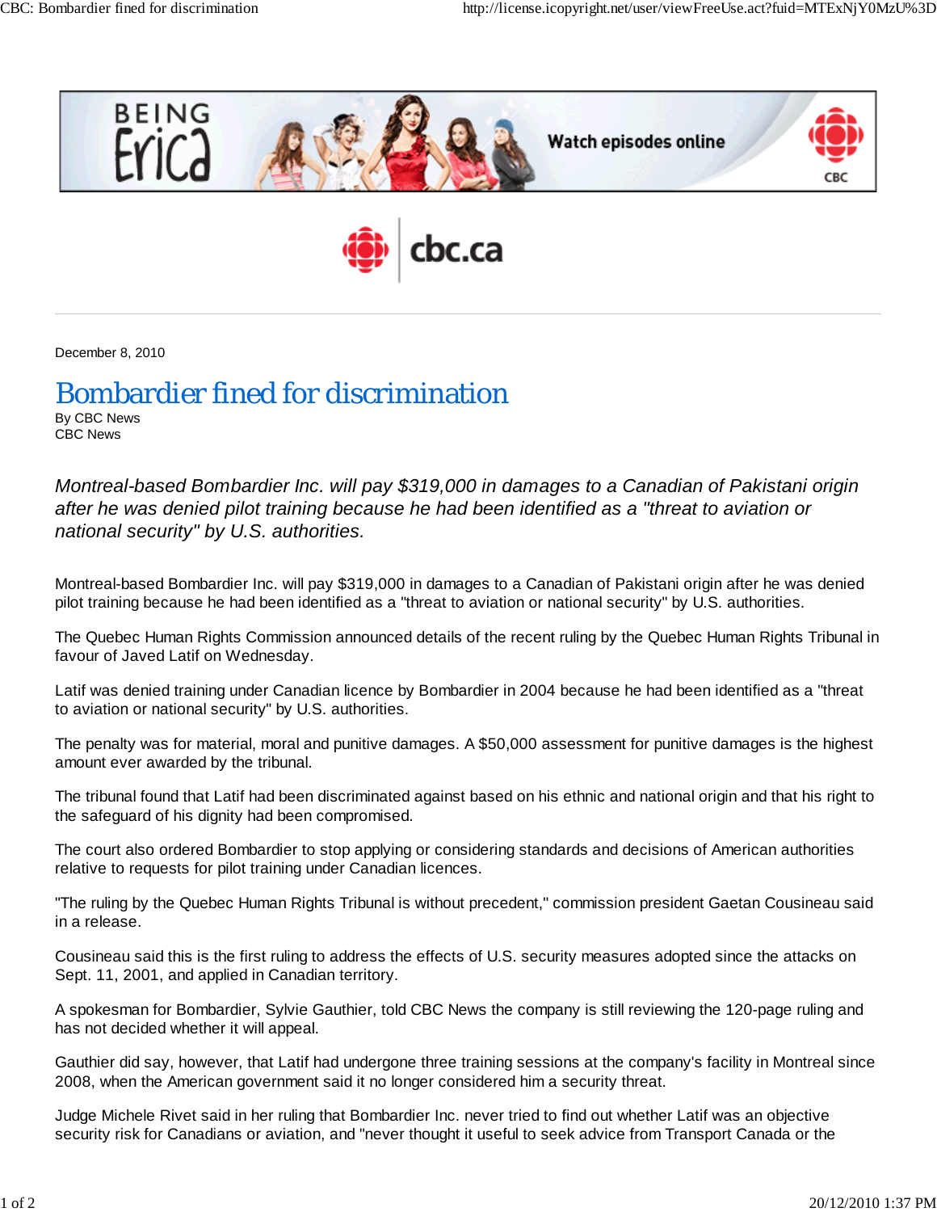December 8, 2010

# Bombardier fined for discrimination

By CBC News
CBC News

*Montreal-based Bombardier Inc. will pay $319,000 in damages to a Canadian of Pakistani origin after he was denied pilot training because he had been identified as a "threat to aviation or national security" by U.S. authorities.*

Montreal-based Bombardier Inc. will pay $319,000 in damages to a Canadian of Pakistani origin after he was denied pilot training because he had been identified as a "threat to aviation or national security" by U.S. authorities.

The Quebec Human Rights Commission announced details of the recent ruling by the Quebec Human Rights Tribunal in favour of Javed Latif on Wednesday.

Latif was denied training under Canadian licence by Bombardier in 2004 because he had been identified as a "threat to aviation or national security" by U.S. authorities.

The penalty was for material, moral and punitive damages. A $50,000 assessment for punitive damages is the highest amount ever awarded by the tribunal.

The tribunal found that Latif had been discriminated against based on his ethnic and national origin and that his right to the safeguard of his dignity had been compromised.

The court also ordered Bombardier to stop applying or considering standards and decisions of American authorities relative to requests for pilot training under Canadian licences.

"The ruling by the Quebec Human Rights Tribunal is without precedent," commission president Gaetan Cousineau said in a release.

Cousineau said this is the first ruling to address the effects of U.S. security measures adopted since the attacks on Sept. 11, 2001, and applied in Canadian territory.

A spokesman for Bombardier, Sylvie Gauthier, told CBC News the company is still reviewing the 120-page ruling and has not decided whether it will appeal.

Gauthier did say, however, that Latif had undergone three training sessions at the company's facility in Montreal since 2008, when the American government said it no longer considered him a security threat.

Judge Michele Rivet said in her ruling that Bombardier Inc. never tried to find out whether Latif was an objective security risk for Canadians or aviation, and "never thought it useful to seek advice from Transport Canada or the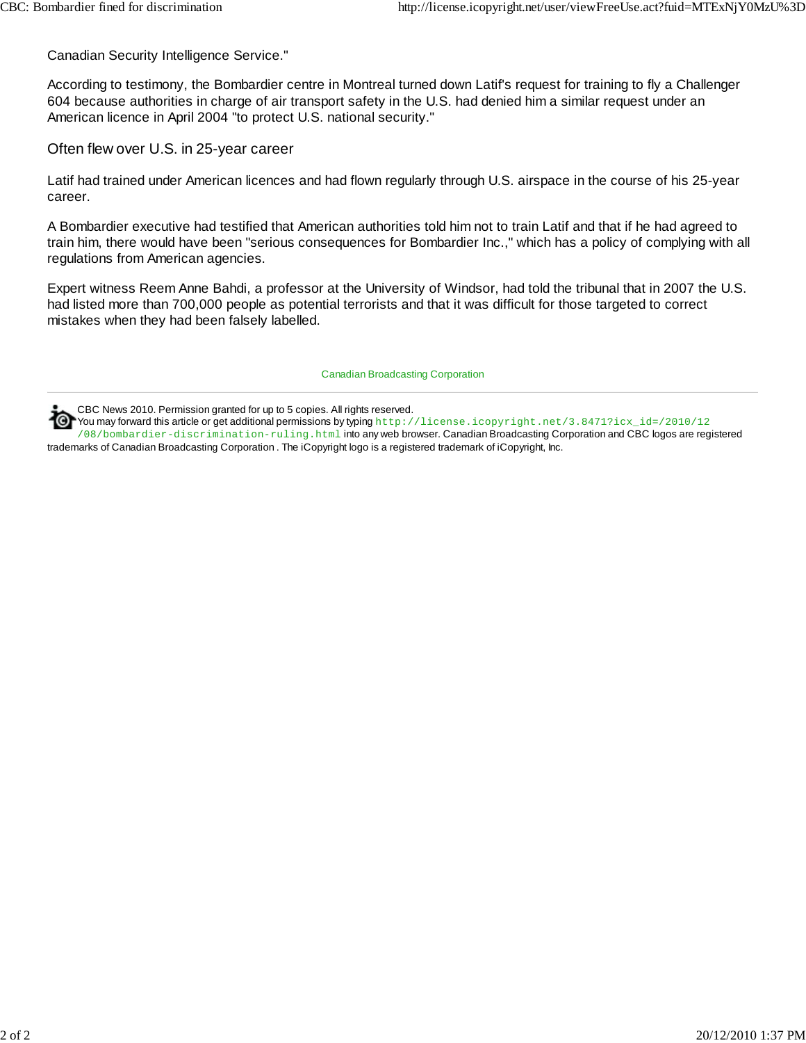Canadian Security Intelligence Service."

According to testimony, the Bombardier centre in Montreal turned down Latif's request for training to fly a Challenger 604 because authorities in charge of air transport safety in the U.S. had denied him a similar request under an American licence in April 2004 "to protect U.S. national security."

## Often flew over U.S. in 25-year career

Latif had trained under American licences and had flown regularly through U.S. airspace in the course of his 25-year career.

A Bombardier executive had testified that American authorities told him not to train Latif and that if he had agreed to train him, there would have been "serious consequences for Bombardier Inc.," which has a policy of complying with all regulations from American agencies.

Expert witness Reem Anne Bahdi, a professor at the University of Windsor, had told the tribunal that in 2007 the U.S. had listed more than 700,000 people as potential terrorists and that it was difficult for those targeted to correct mistakes when they had been falsely labelled.

Canadian Broadcasting Corporation

---

CBC News 2010. Permission granted for up to 5 copies. All rights reserved.
You may forward this article or get additional permissions by typing http://license.icopyright.net/3.8471?icx_id=/2010/12/08/bombardier-discrimination-ruling.html into any web browser. Canadian Broadcasting Corporation and CBC logos are registered trademarks of Canadian Broadcasting Corporation . The iCopyright logo is a registered trademark of iCopyright, Inc.